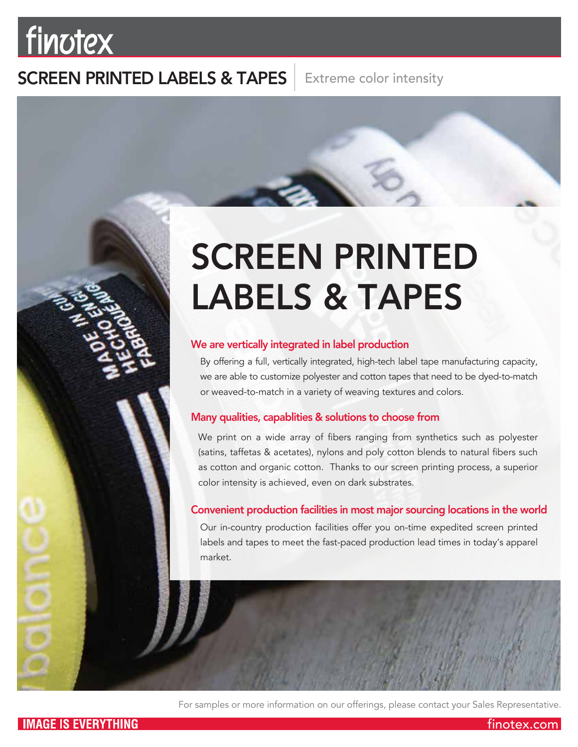# finotex

## SCREEN PRINTED LABELS & TAPES | Extreme color intensity

# SCREEN PRINTED LABELS & TAPES

### We are vertically integrated in label production

By offering a full, vertically integrated, high-tech label tape manufacturing capacity, we are able to customize polyester and cotton tapes that need to be dyed-to-match or weaved-to-match in a variety of weaving textures and colors.

### Many qualities, capablities & solutions to choose from

We print on a wide array of fibers ranging from synthetics such as polyester (satins, taffetas & acetates), nylons and poly cotton blends to natural fibers such as cotton and organic cotton. Thanks to our screen printing process, a superior color intensity is achieved, even on dark substrates.

### Convenient production facilities in most major sourcing locations in the world

Our in-country production facilities offer you on-time expedited screen printed labels and tapes to meet the fast-paced production lead times in today's apparel market.

For samples or more information on our offerings, please contact your Sales Representative.

**IMAGE IS EVERYTHING** finotex.com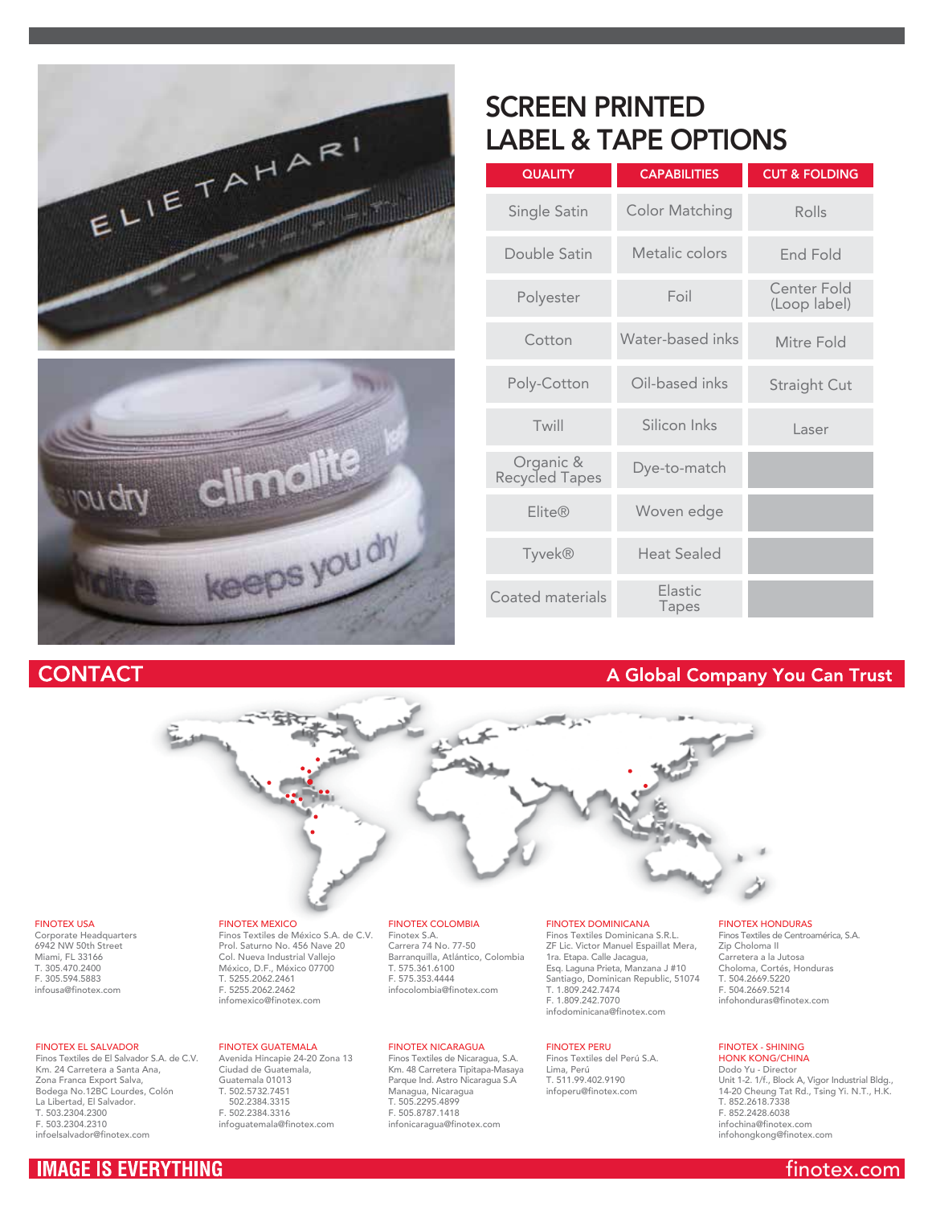# SCREEN PRINTED LABEL & TAPE OPTIONS

| QUALITY | CAPABILITIES | CUT & FOLDING |
|---|---|---|
| Single Satin | Color Matching | Rolls |
| Double Satin | Metalic colors | End Fold |
| Polyester | Foil | Center Fold (Loop label) |
| Cotton | Water-based inks | Mitre Fold |
| Poly-Cotton | Oil-based inks | Straight Cut |
| Twill | Silicon Inks | Laser |
| Organic & Recycled Tapes | Dye-to-match | |
| Elite® | Woven edge | |
| Tyvek® | Heat Sealed | |
| Coated materials | Elastic Tapes | |

## CONTACT

**A Global Company You Can Trust**

FINOTEX USA
Corporate Headquarters
6942 NW 50th Street
Miami, FL 33166
T. 305.470.2400
F. 305.594.5883
infousa@finotex.com

FINOTEX MEXICO
Finos Textiles de México S.A. de C.V.
Prol. Saturno No. 456 Nave 20
Col. Nueva Industrial Vallejo
México, D.F., México 07700
T. 5255.2062.2461
F. 5255.2062.2462
infomexico@finotex.com

FINOTEX COLOMBIA
Finotex S.A.
Carrera 74 No. 77-50
Barranquilla, Atlántico, Colombia
T. 575.361.6100
F. 575.353.4444
infocolombia@finotex.com

FINOTEX DOMINICANA
Finos Textiles Dominicana S.R.L.
ZF Lic. Victor Manuel Espaillat Mera,
1ra. Etapa. Calle Jacagua,
Esq. Laguna Prieta, Manzana J #10
Santiago, Dominican Republic, 51074
T. 1.809.242.7474
F. 1.809.242.7070
infodominicana@finotex.com

FINOTEX HONDURAS
Finos Textiles de Centroamérica, S.A.
Zip Choloma II
Carretera a la Jutosa
Choloma, Cortés, Honduras
T. 504.2669.5220
F. 504.2669.5214
infohonduras@finotex.com

FINOTEX EL SALVADOR
Finos Textiles de El Salvador S.A. de C.V.
Km. 24 Carretera a Santa Ana,
Zona Franca Export Salva,
Bodega No.12BC Lourdes, Colón
La Libertad, El Salvador.
T. 503.2304.2300
F. 503.2304.2310
infoelsalvador@finotex.com

FINOTEX GUATEMALA
Avenida Hincapie 24-20 Zona 13
Ciudad de Guatemala,
Guatemala 01013
T. 502.5732.7451
502.2384.3315
F. 502.2384.3316
infoguatemala@finotex.com

FINOTEX NICARAGUA
Finos Textiles de Nicaragua, S.A.
Km. 48 Carretera Tipitapa-Masaya
Parque Ind. Astro Nicaragua S.A
Managua, Nicaragua
T. 505.2295.4899
F. 505.8787.1418
infonicaragua@finotex.com

FINOTEX PERU
Finos Textiles del Perú S.A.
Lima, Perú
T. 511.99.402.9190
infoperu@finotex.com

FINOTEX - SHINING
HONK KONG/CHINA
Dodo Yu - Director
Unit 1-2. 1/f., Block A, Vigor Industrial Bldg.,
14-20 Cheung Tat Rd., Tsing Yi. N.T., H.K.
T. 852.2618.7338
F. 852.2428.6038
infochina@finotex.com
infohongkong@finotex.com

**IMAGE IS EVERYTHING** finotex.com